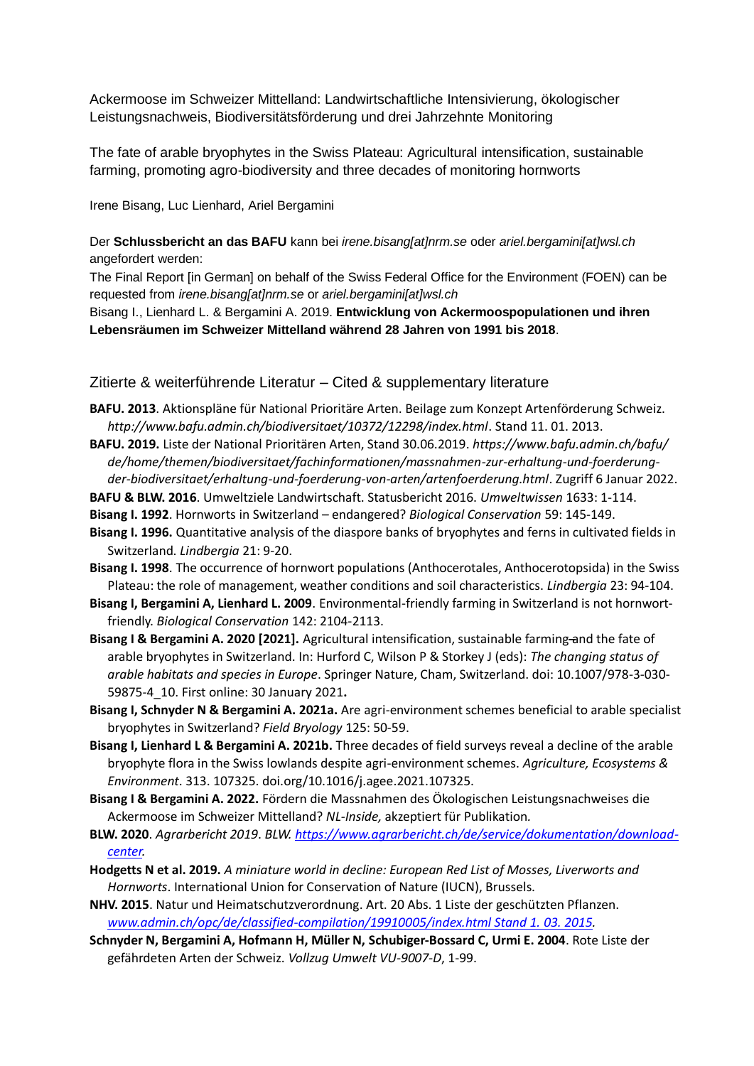Ackermoose im Schweizer Mittelland: Landwirtschaftliche Intensivierung, ökologischer Leistungsnachweis, Biodiversitätsförderung und drei Jahrzehnte Monitoring

The fate of arable bryophytes in the Swiss Plateau: Agricultural intensification, sustainable farming, promoting agro-biodiversity and three decades of monitoring hornworts

Irene Bisang, Luc Lienhard, Ariel Bergamini

Der **Schlussbericht an das BAFU** kann bei *irene.bisang[at]nrm.se* oder *ariel.bergamini[at]wsl.ch* angefordert werden:

The Final Report [in German] on behalf of the Swiss Federal Office for the Environment (FOEN) can be requested from *irene.bisang[at]nrm.se* or *ariel.bergamini[at]wsl.ch*

Bisang I., Lienhard L. & Bergamini A. 2019. **Entwicklung von Ackermoospopulationen und ihren Lebensräumen im Schweizer Mittelland während 28 Jahren von 1991 bis 2018**.

## Zitierte & weiterführende Literatur – Cited & supplementary literature

**BAFU. 2013**. Aktionspläne für National Prioritäre Arten. Beilage zum Konzept Artenförderung Schweiz. *http://www.bafu.admin.ch/biodiversitaet/10372/12298/index.html*. Stand 11. 01. 2013.

**BAFU. 2019.** Liste der National Prioritären Arten, Stand 30.06.2019. *https://www.bafu.admin.ch/bafu/de/home/themen/biodiversitaet/fachinformationen/massnahmen-zur-erhaltung-und-foerderung-der-biodiversitaet/erhaltung-und-foerderung-von-arten/artenfoerderung.html*. Zugriff 6 Januar 2022.

**BAFU & BLW. 2016**. Umweltziele Landwirtschaft. Statusbericht 2016. *Umweltwissen* 1633: 1-114.

**Bisang I. 1992**. Hornworts in Switzerland – endangered? *Biological Conservation* 59: 145-149.

**Bisang I. 1996.** Quantitative analysis of the diaspore banks of bryophytes and ferns in cultivated fields in Switzerland. *Lindbergia* 21: 9-20.

**Bisang I. 1998**. The occurrence of hornwort populations (Anthocerotales, Anthocerotopsida) in the Swiss Plateau: the role of management, weather conditions and soil characteristics. *Lindbergia* 23: 94-104.

**Bisang I, Bergamini A, Lienhard L. 2009**. Environmental-friendly farming in Switzerland is not hornwort-friendly. *Biological Conservation* 142: 2104-2113.

**Bisang I & Bergamini A. 2020 [2021].** Agricultural intensification, sustainable farming and the fate of arable bryophytes in Switzerland. In: Hurford C, Wilson P & Storkey J (eds): *The changing status of arable habitats and species in Europe*. Springer Nature, Cham, Switzerland. doi: 10.1007/978-3-030-59875-4_10. First online: 30 January 2021**.**

**Bisang I, Schnyder N & Bergamini A. 2021a.** Are agri-environment schemes beneficial to arable specialist bryophytes in Switzerland? *Field Bryology* 125: 50-59.

**Bisang I, Lienhard L & Bergamini A. 2021b.** Three decades of field surveys reveal a decline of the arable bryophyte flora in the Swiss lowlands despite agri-environment schemes. *Agriculture, Ecosystems & Environment*. 313. 107325. doi.org/10.1016/j.agee.2021.107325.

**Bisang I & Bergamini A. 2022.** Fördern die Massnahmen des Ökologischen Leistungsnachweises die Ackermoose im Schweizer Mittelland? *NL-Inside,* akzeptiert für Publikation.

**BLW. 2020**. *Agrarbericht 2019*. *BLW. https://www.agrarbericht.ch/de/service/dokumentation/download-center.*

**Hodgetts N et al. 2019.** *A miniature world in decline: European Red List of Mosses, Liverworts and Hornworts*. International Union for Conservation of Nature (IUCN), Brussels.

**NHV. 2015**. Natur und Heimatschutzverordnung. Art. 20 Abs. 1 Liste der geschützten Pflanzen. *www.admin.ch/opc/de/classified-compilation/19910005/index.html Stand 1. 03. 2015.*

**Schnyder N, Bergamini A, Hofmann H, Müller N, Schubiger-Bossard C, Urmi E. 2004**. Rote Liste der gefährdeten Arten der Schweiz. *Vollzug Umwelt VU-9007-D*, 1-99.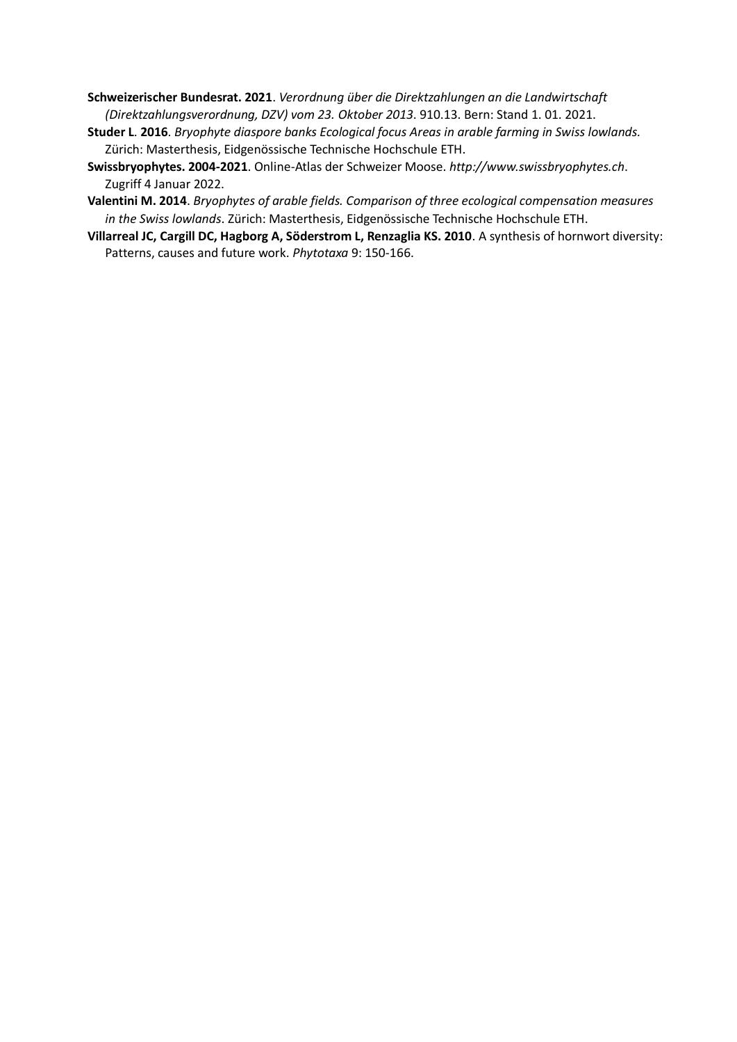**Schweizerischer Bundesrat. 2021**. *Verordnung über die Direktzahlungen an die Landwirtschaft (Direktzahlungsverordnung, DZV) vom 23. Oktober 2013*. 910.13. Bern: Stand 1. 01. 2021.

**Studer L**. **2016**. *Bryophyte diaspore banks Ecological focus Areas in arable farming in Swiss lowlands.* Zürich: Masterthesis, Eidgenössische Technische Hochschule ETH.

**Swissbryophytes. 2004-2021**. Online-Atlas der Schweizer Moose. *http://www.swissbryophytes.ch*. Zugriff 4 Januar 2022.

**Valentini M. 2014**. *Bryophytes of arable fields. Comparison of three ecological compensation measures in the Swiss lowlands*. Zürich: Masterthesis, Eidgenössische Technische Hochschule ETH.

**Villarreal JC, Cargill DC, Hagborg A, Söderstrom L, Renzaglia KS. 2010**. A synthesis of hornwort diversity: Patterns, causes and future work. *Phytotaxa* 9: 150-166.